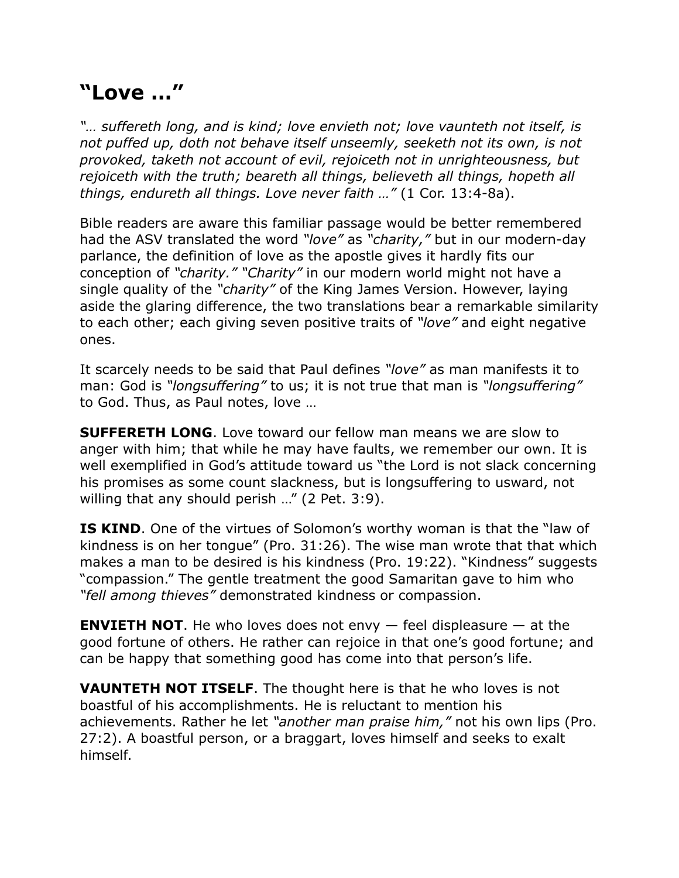# "Love …"

*"… suffereth long, and is kind; love envieth not; love vaunteth not itself, is not puffed up, doth not behave itself unseemly, seeketh not its own, is not provoked, taketh not account of evil, rejoiceth not in unrighteousness, but rejoiceth with the truth; beareth all things, believeth all things, hopeth all things, endureth all things. Love never faith …"* (1 Cor. 13:4-8a).

Bible readers are aware this familiar passage would be better remembered had the ASV translated the word *"love"* as *"charity,"* but in our modern-day parlance, the definition of love as the apostle gives it hardly fits our conception of *"charity."* *"Charity"* in our modern world might not have a single quality of the *"charity"* of the King James Version. However, laying aside the glaring difference, the two translations bear a remarkable similarity to each other; each giving seven positive traits of *"love"* and eight negative ones.

It scarcely needs to be said that Paul defines *"love"* as man manifests it to man: God is *"longsuffering"* to us; it is not true that man is *"longsuffering"* to God. Thus, as Paul notes, love …

**SUFFERETH LONG**. Love toward our fellow man means we are slow to anger with him; that while he may have faults, we remember our own. It is well exemplified in God's attitude toward us "the Lord is not slack concerning his promises as some count slackness, but is longsuffering to usward, not willing that any should perish …" (2 Pet. 3:9).

**IS KIND**. One of the virtues of Solomon's worthy woman is that the "law of kindness is on her tongue" (Pro. 31:26). The wise man wrote that that which makes a man to be desired is his kindness (Pro. 19:22). "Kindness" suggests "compassion." The gentle treatment the good Samaritan gave to him who *"fell among thieves"* demonstrated kindness or compassion.

**ENVIETH NOT**. He who loves does not envy — feel displeasure — at the good fortune of others. He rather can rejoice in that one's good fortune; and can be happy that something good has come into that person's life.

**VAUNTETH NOT ITSELF**. The thought here is that he who loves is not boastful of his accomplishments. He is reluctant to mention his achievements. Rather he let *"another man praise him,"* not his own lips (Pro. 27:2). A boastful person, or a braggart, loves himself and seeks to exalt himself.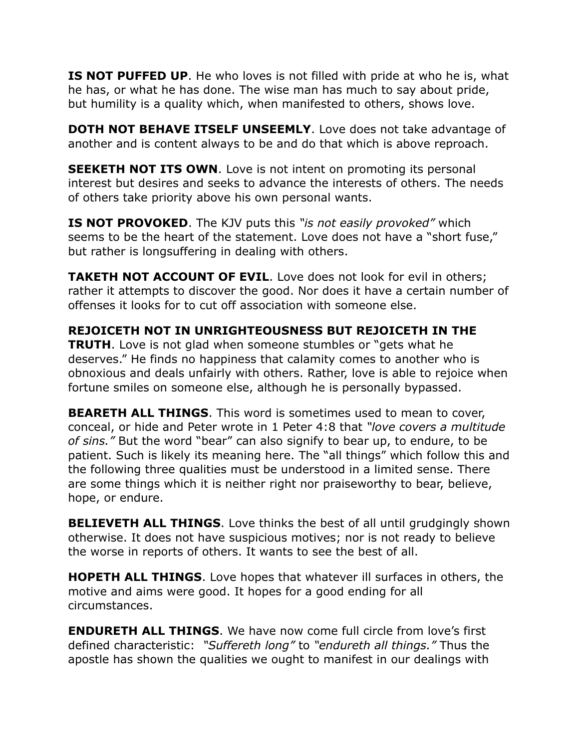**IS NOT PUFFED UP**. He who loves is not filled with pride at who he is, what he has, or what he has done. The wise man has much to say about pride, but humility is a quality which, when manifested to others, shows love.

**DOTH NOT BEHAVE ITSELF UNSEEMLY**. Love does not take advantage of another and is content always to be and do that which is above reproach.

**SEEKETH NOT ITS OWN**. Love is not intent on promoting its personal interest but desires and seeks to advance the interests of others. The needs of others take priority above his own personal wants.

**IS NOT PROVOKED**. The KJV puts this *"is not easily provoked"* which seems to be the heart of the statement. Love does not have a "short fuse," but rather is longsuffering in dealing with others.

**TAKETH NOT ACCOUNT OF EVIL**. Love does not look for evil in others; rather it attempts to discover the good. Nor does it have a certain number of offenses it looks for to cut off association with someone else.

**REJOICETH NOT IN UNRIGHTEOUSNESS BUT REJOICETH IN THE TRUTH**. Love is not glad when someone stumbles or "gets what he deserves." He finds no happiness that calamity comes to another who is obnoxious and deals unfairly with others. Rather, love is able to rejoice when fortune smiles on someone else, although he is personally bypassed.

**BEARETH ALL THINGS**. This word is sometimes used to mean to cover, conceal, or hide and Peter wrote in 1 Peter 4:8 that *"love covers a multitude of sins."* But the word "bear" can also signify to bear up, to endure, to be patient. Such is likely its meaning here. The "all things" which follow this and the following three qualities must be understood in a limited sense. There are some things which it is neither right nor praiseworthy to bear, believe, hope, or endure.

**BELIEVETH ALL THINGS**. Love thinks the best of all until grudgingly shown otherwise. It does not have suspicious motives; nor is not ready to believe the worse in reports of others. It wants to see the best of all.

**HOPETH ALL THINGS**. Love hopes that whatever ill surfaces in others, the motive and aims were good. It hopes for a good ending for all circumstances.

**ENDURETH ALL THINGS**. We have now come full circle from love's first defined characteristic: *"Suffereth long"* to *"endureth all things."* Thus the apostle has shown the qualities we ought to manifest in our dealings with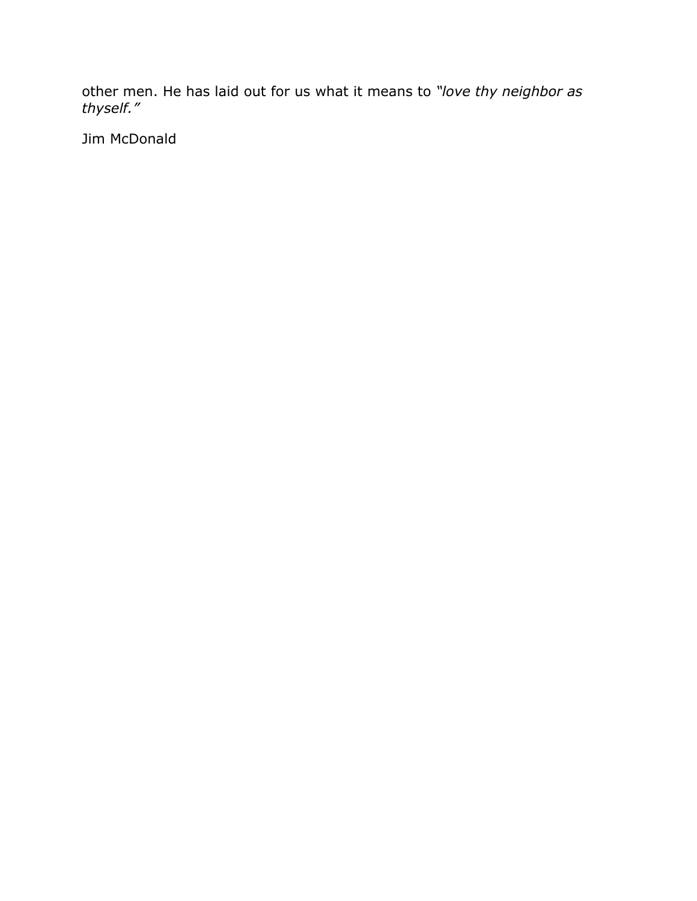other men. He has laid out for us what it means to *"love thy neighbor as thyself."*

Jim McDonald